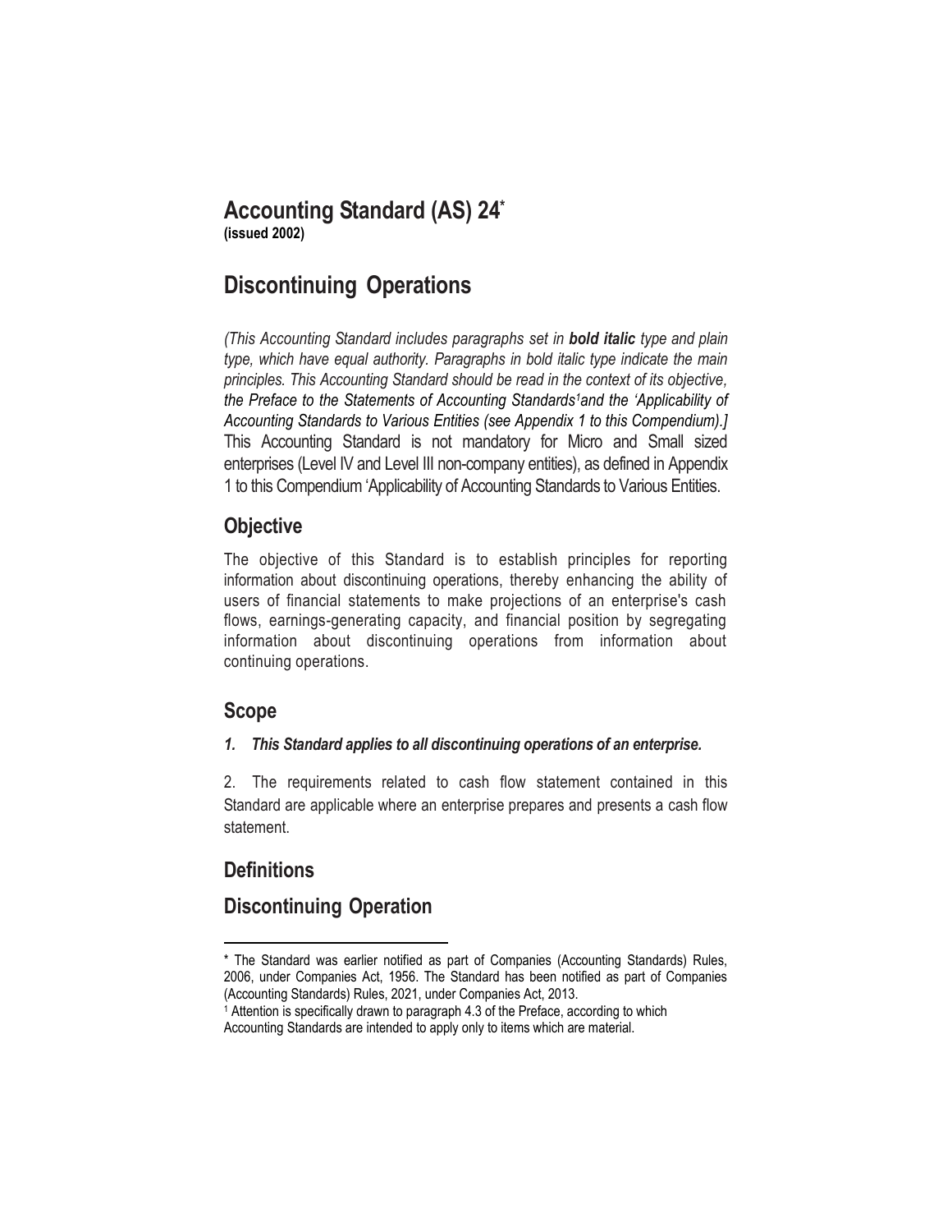# Accounting Standard (AS) 24*

**(issued 2002)**

# Discontinuing Operations

*(This Accounting Standard includes paragraphs set in* ***bold italic*** *type and plain type, which have equal authority. Paragraphs in bold italic type indicate the main principles. This Accounting Standard should be read in the context of its objective, the Preface to the Statements of Accounting Standards[1] and the 'Applicability of Accounting Standards to Various Entities (see Appendix 1 to this Compendium).]* This Accounting Standard is not mandatory for Micro and Small sized enterprises (Level IV and Level III non-company entities), as defined in Appendix 1 to this Compendium 'Applicability of Accounting Standards to Various Entities.

## Objective

The objective of this Standard is to establish principles for reporting information about discontinuing operations, thereby enhancing the ability of users of financial statements to make projections of an enterprise's cash flows, earnings-generating capacity, and financial position by segregating information about discontinuing operations from information about continuing operations.

## Scope

***1. This Standard applies to all discontinuing operations of an enterprise.***

2. The requirements related to cash flow statement contained in this Standard are applicable where an enterprise prepares and presents a cash flow statement.

## Definitions

## Discontinuing Operation

---

\* The Standard was earlier notified as part of Companies (Accounting Standards) Rules, 2006, under Companies Act, 1956. The Standard has been notified as part of Companies (Accounting Standards) Rules, 2021, under Companies Act, 2013.

[1] Attention is specifically drawn to paragraph 4.3 of the Preface, according to which Accounting Standards are intended to apply only to items which are material.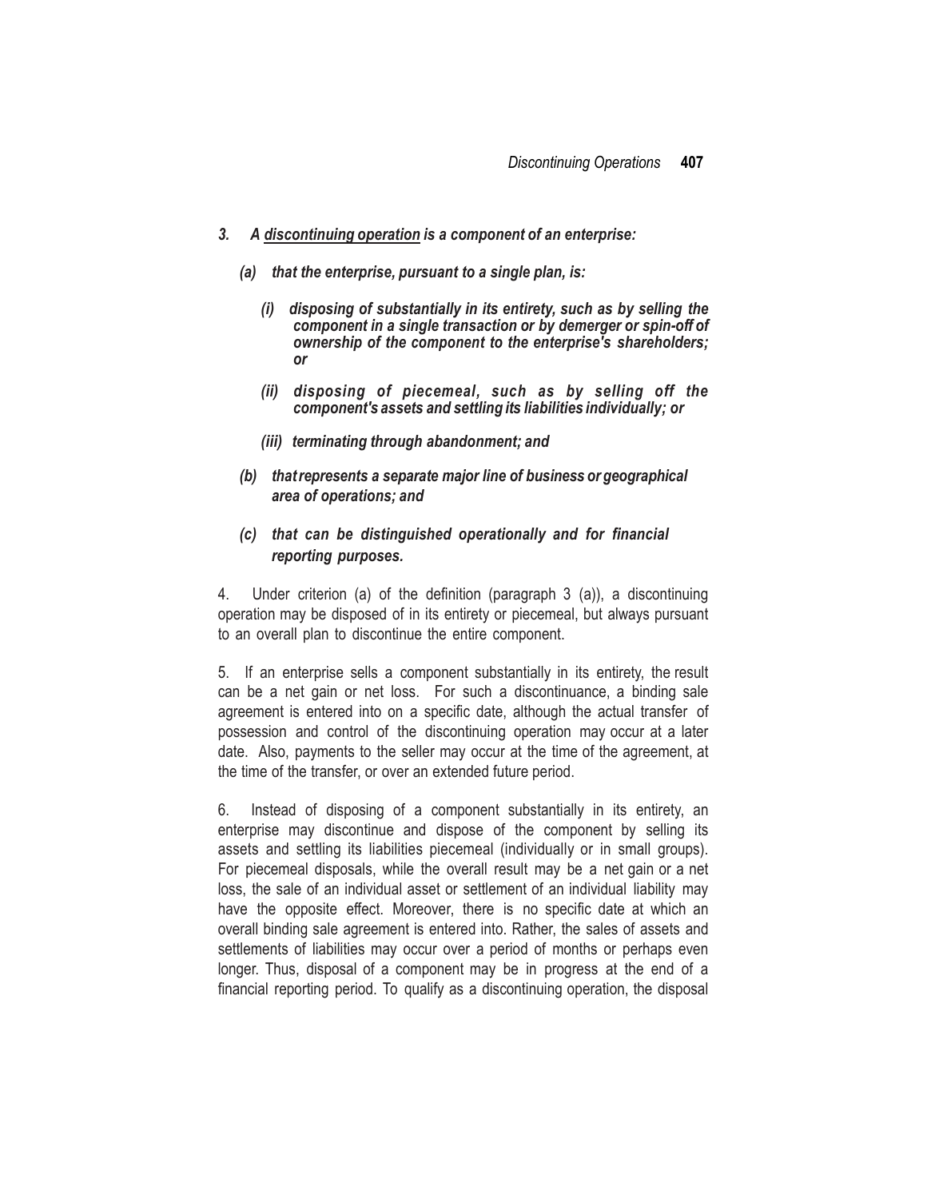***3. A <u>discontinuing operation</u> is a component of an enterprise:***

***(a) that the enterprise, pursuant to a single plan, is:***

***(i) disposing of substantially in its entirety, such as by selling the component in a single transaction or by demerger or spin-off of ownership of the component to the enterprise's shareholders; or***

***(ii) disposing of piecemeal, such as by selling off the component's assets and settling its liabilities individually; or***

***(iii) terminating through abandonment; and***

***(b) that represents a separate major line of business or geographical area of operations; and***

***(c) that can be distinguished operationally and for financial reporting purposes.***

4. Under criterion (a) of the definition (paragraph 3 (a)), a discontinuing operation may be disposed of in its entirety or piecemeal, but always pursuant to an overall plan to discontinue the entire component.

5. If an enterprise sells a component substantially in its entirety, the result can be a net gain or net loss. For such a discontinuance, a binding sale agreement is entered into on a specific date, although the actual transfer of possession and control of the discontinuing operation may occur at a later date. Also, payments to the seller may occur at the time of the agreement, at the time of the transfer, or over an extended future period.

6. Instead of disposing of a component substantially in its entirety, an enterprise may discontinue and dispose of the component by selling its assets and settling its liabilities piecemeal (individually or in small groups). For piecemeal disposals, while the overall result may be a net gain or a net loss, the sale of an individual asset or settlement of an individual liability may have the opposite effect. Moreover, there is no specific date at which an overall binding sale agreement is entered into. Rather, the sales of assets and settlements of liabilities may occur over a period of months or perhaps even longer. Thus, disposal of a component may be in progress at the end of a financial reporting period. To qualify as a discontinuing operation, the disposal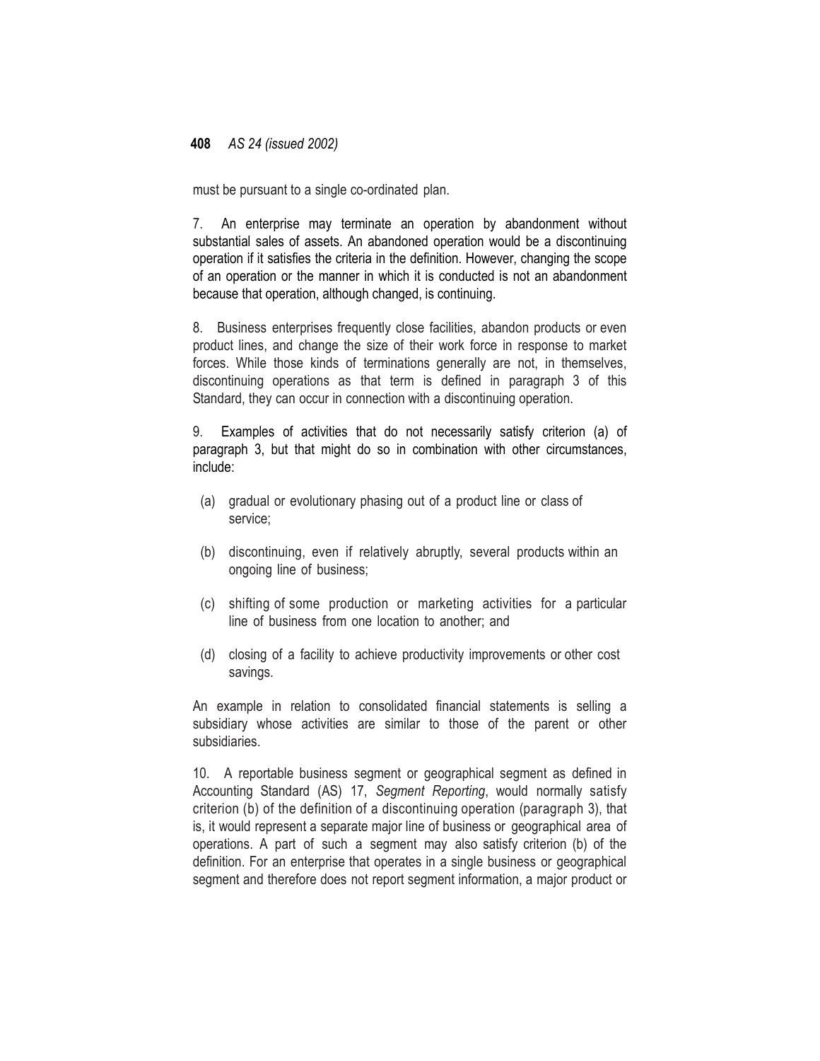must be pursuant to a single co-ordinated plan.

7. An enterprise may terminate an operation by abandonment without substantial sales of assets. An abandoned operation would be a discontinuing operation if it satisfies the criteria in the definition. However, changing the scope of an operation or the manner in which it is conducted is not an abandonment because that operation, although changed, is continuing.

8. Business enterprises frequently close facilities, abandon products or even product lines, and change the size of their work force in response to market forces. While those kinds of terminations generally are not, in themselves, discontinuing operations as that term is defined in paragraph 3 of this Standard, they can occur in connection with a discontinuing operation.

9. Examples of activities that do not necessarily satisfy criterion (a) of paragraph 3, but that might do so in combination with other circumstances, include:

(a) gradual or evolutionary phasing out of a product line or class of service;

(b) discontinuing, even if relatively abruptly, several products within an ongoing line of business;

(c) shifting of some production or marketing activities for a particular line of business from one location to another; and

(d) closing of a facility to achieve productivity improvements or other cost savings.

An example in relation to consolidated financial statements is selling a subsidiary whose activities are similar to those of the parent or other subsidiaries.

10. A reportable business segment or geographical segment as defined in Accounting Standard (AS) 17, *Segment Reporting*, would normally satisfy criterion (b) of the definition of a discontinuing operation (paragraph 3), that is, it would represent a separate major line of business or geographical area of operations. A part of such a segment may also satisfy criterion (b) of the definition. For an enterprise that operates in a single business or geographical segment and therefore does not report segment information, a major product or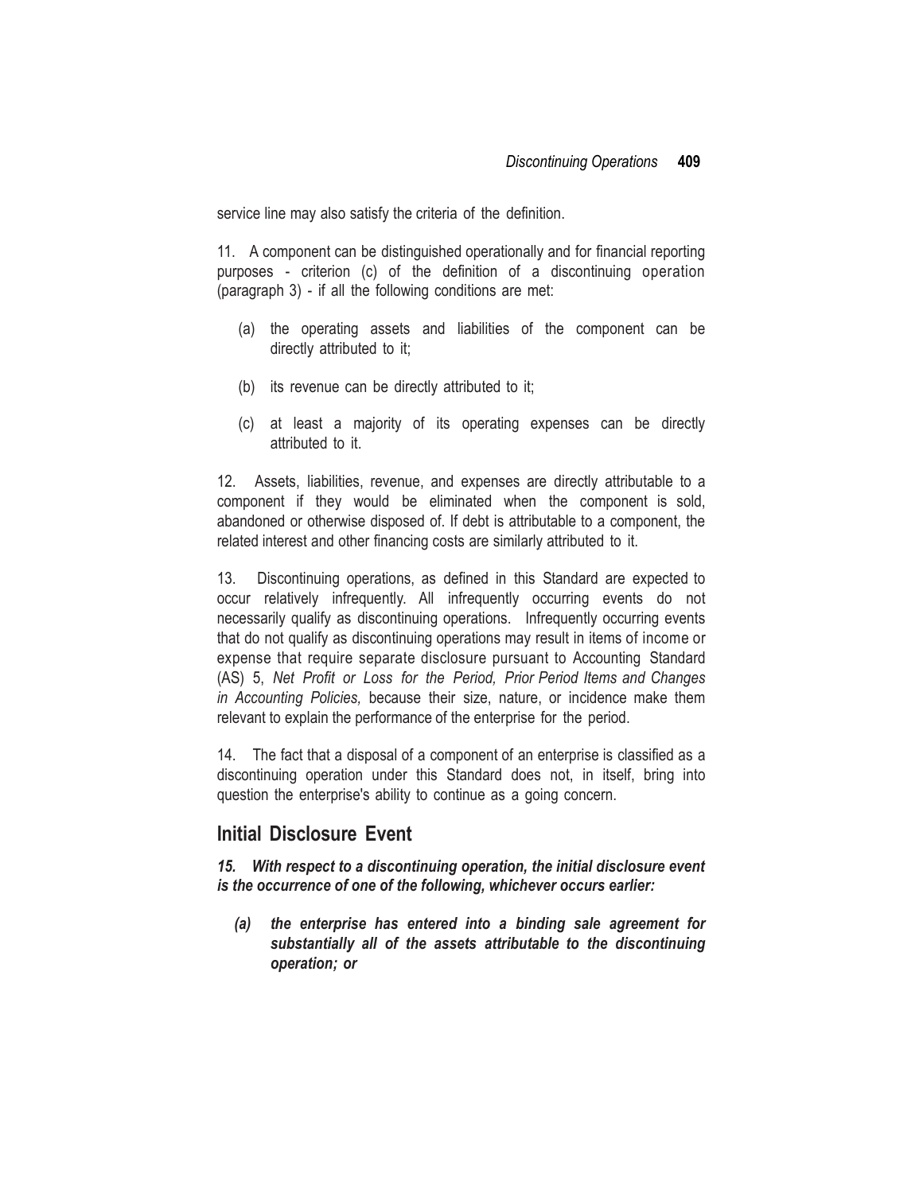service line may also satisfy the criteria of the definition.

11. A component can be distinguished operationally and for financial reporting purposes - criterion (c) of the definition of a discontinuing operation (paragraph 3) - if all the following conditions are met:

(a) the operating assets and liabilities of the component can be directly attributed to it;

(b) its revenue can be directly attributed to it;

(c) at least a majority of its operating expenses can be directly attributed to it.

12. Assets, liabilities, revenue, and expenses are directly attributable to a component if they would be eliminated when the component is sold, abandoned or otherwise disposed of. If debt is attributable to a component, the related interest and other financing costs are similarly attributed to it.

13. Discontinuing operations, as defined in this Standard are expected to occur relatively infrequently. All infrequently occurring events do not necessarily qualify as discontinuing operations. Infrequently occurring events that do not qualify as discontinuing operations may result in items of income or expense that require separate disclosure pursuant to Accounting Standard (AS) 5, *Net Profit or Loss for the Period, Prior Period Items and Changes in Accounting Policies,* because their size, nature, or incidence make them relevant to explain the performance of the enterprise for the period.

14. The fact that a disposal of a component of an enterprise is classified as a discontinuing operation under this Standard does not, in itself, bring into question the enterprise's ability to continue as a going concern.

## Initial Disclosure Event

***15. With respect to a discontinuing operation, the initial disclosure event is the occurrence of one of the following, whichever occurs earlier:***

***(a) the enterprise has entered into a binding sale agreement for substantially all of the assets attributable to the discontinuing operation; or***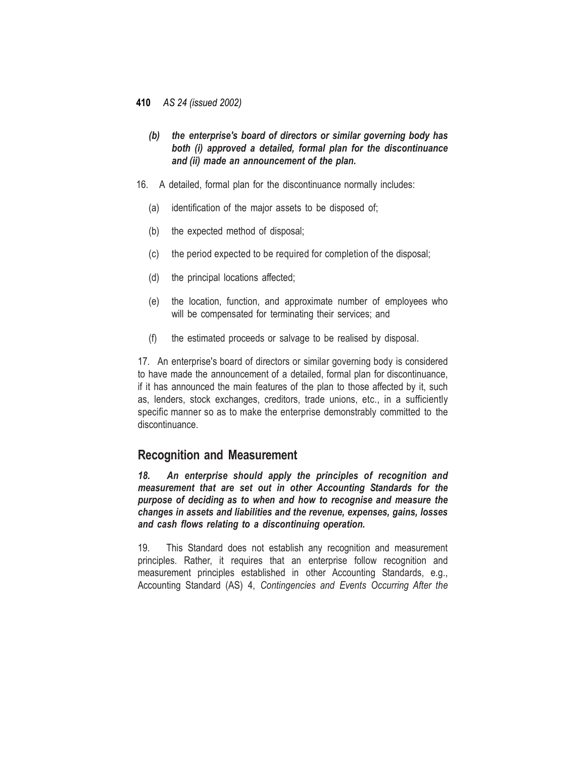***(b) the enterprise's board of directors or similar governing body has both (i) approved a detailed, formal plan for the discontinuance and (ii) made an announcement of the plan.***

16. A detailed, formal plan for the discontinuance normally includes:

(a) identification of the major assets to be disposed of;

(b) the expected method of disposal;

(c) the period expected to be required for completion of the disposal;

(d) the principal locations affected;

(e) the location, function, and approximate number of employees who will be compensated for terminating their services; and

(f) the estimated proceeds or salvage to be realised by disposal.

17. An enterprise's board of directors or similar governing body is considered to have made the announcement of a detailed, formal plan for discontinuance, if it has announced the main features of the plan to those affected by it, such as, lenders, stock exchanges, creditors, trade unions, etc., in a sufficiently specific manner so as to make the enterprise demonstrably committed to the discontinuance.

## Recognition and Measurement

***18. An enterprise should apply the principles of recognition and measurement that are set out in other Accounting Standards for the purpose of deciding as to when and how to recognise and measure the changes in assets and liabilities and the revenue, expenses, gains, losses and cash flows relating to a discontinuing operation.***

19. This Standard does not establish any recognition and measurement principles. Rather, it requires that an enterprise follow recognition and measurement principles established in other Accounting Standards, e.g., Accounting Standard (AS) 4, *Contingencies and Events Occurring After the*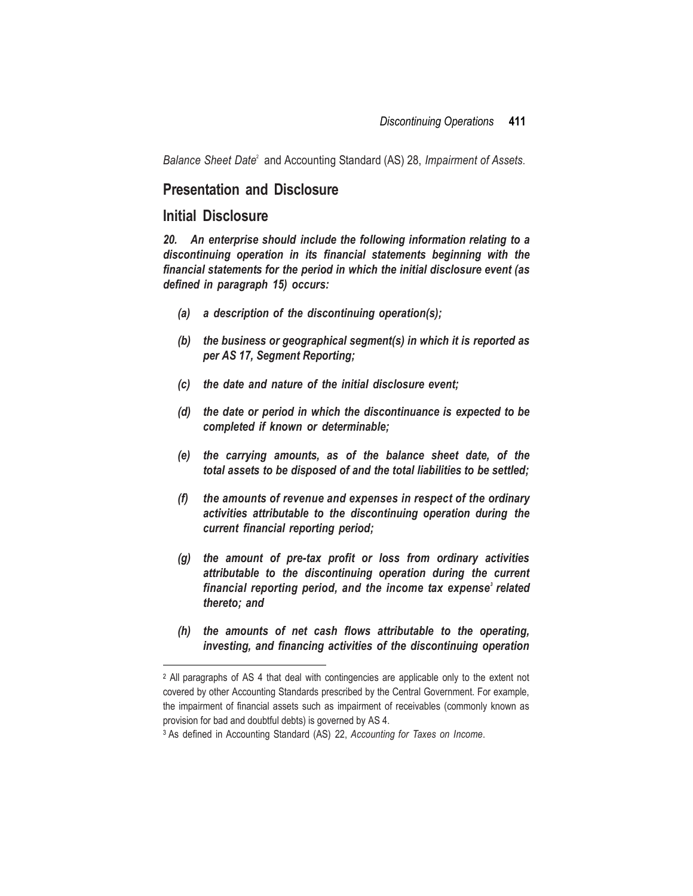*Balance Sheet Date*[2] and Accounting Standard (AS) 28, *Impairment of Assets*.

## Presentation and Disclosure

## Initial Disclosure

***20. An enterprise should include the following information relating to a discontinuing operation in its financial statements beginning with the financial statements for the period in which the initial disclosure event (as defined in paragraph 15) occurs:***

- ***(a) a description of the discontinuing operation(s);***
- ***(b) the business or geographical segment(s) in which it is reported as per AS 17, Segment Reporting;***
- ***(c) the date and nature of the initial disclosure event;***
- ***(d) the date or period in which the discontinuance is expected to be completed if known or determinable;***
- ***(e) the carrying amounts, as of the balance sheet date, of the total assets to be disposed of and the total liabilities to be settled;***
- ***(f) the amounts of revenue and expenses in respect of the ordinary activities attributable to the discontinuing operation during the current financial reporting period;***
- ***(g) the amount of pre-tax profit or loss from ordinary activities attributable to the discontinuing operation during the current financial reporting period, and the income tax expense[3] related thereto; and***
- ***(h) the amounts of net cash flows attributable to the operating, investing, and financing activities of the discontinuing operation***

---

[2] All paragraphs of AS 4 that deal with contingencies are applicable only to the extent not covered by other Accounting Standards prescribed by the Central Government. For example, the impairment of financial assets such as impairment of receivables (commonly known as provision for bad and doubtful debts) is governed by AS 4.

[3] As defined in Accounting Standard (AS) 22, *Accounting for Taxes on Income*.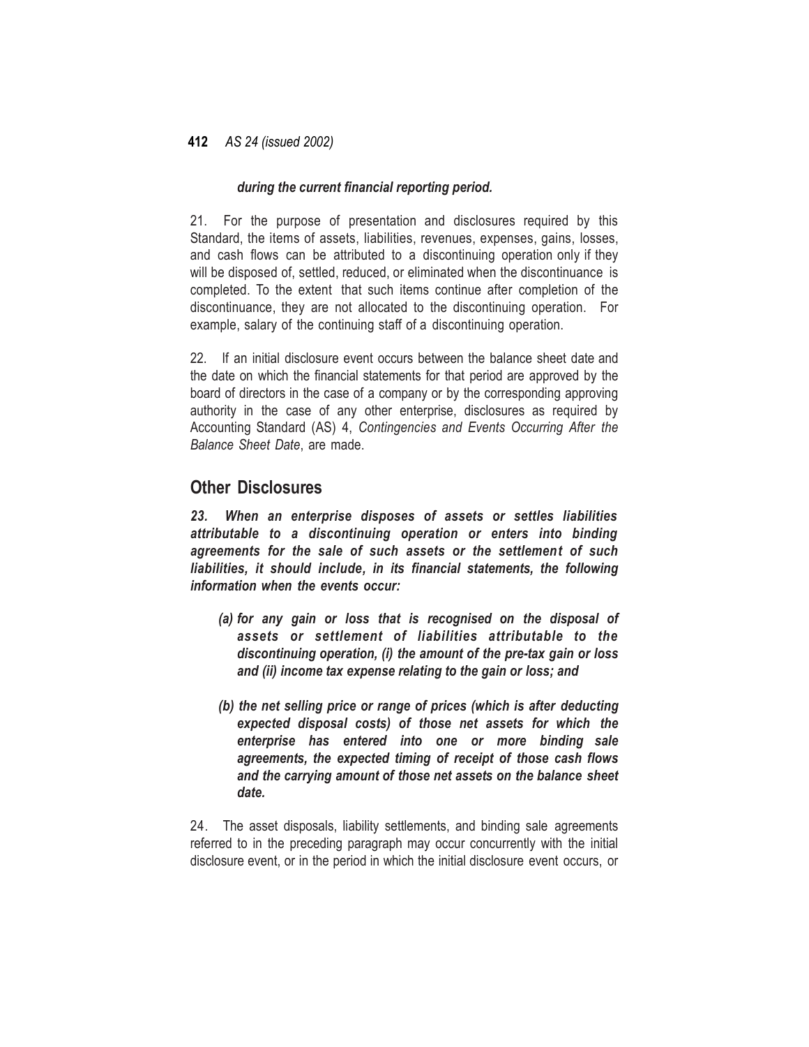***during the current financial reporting period.***

21. For the purpose of presentation and disclosures required by this Standard, the items of assets, liabilities, revenues, expenses, gains, losses, and cash flows can be attributed to a discontinuing operation only if they will be disposed of, settled, reduced, or eliminated when the discontinuance is completed. To the extent that such items continue after completion of the discontinuance, they are not allocated to the discontinuing operation. For example, salary of the continuing staff of a discontinuing operation.

22. If an initial disclosure event occurs between the balance sheet date and the date on which the financial statements for that period are approved by the board of directors in the case of a company or by the corresponding approving authority in the case of any other enterprise, disclosures as required by Accounting Standard (AS) 4, *Contingencies and Events Occurring After the Balance Sheet Date*, are made.

## Other Disclosures

***23. When an enterprise disposes of assets or settles liabilities attributable to a discontinuing operation or enters into binding agreements for the sale of such assets or the settlement of such liabilities, it should include, in its financial statements, the following information when the events occur:***

***(a) for any gain or loss that is recognised on the disposal of assets or settlement of liabilities attributable to the discontinuing operation, (i) the amount of the pre-tax gain or loss and (ii) income tax expense relating to the gain or loss; and***

***(b) the net selling price or range of prices (which is after deducting expected disposal costs) of those net assets for which the enterprise has entered into one or more binding sale agreements, the expected timing of receipt of those cash flows and the carrying amount of those net assets on the balance sheet date.***

24. The asset disposals, liability settlements, and binding sale agreements referred to in the preceding paragraph may occur concurrently with the initial disclosure event, or in the period in which the initial disclosure event occurs, or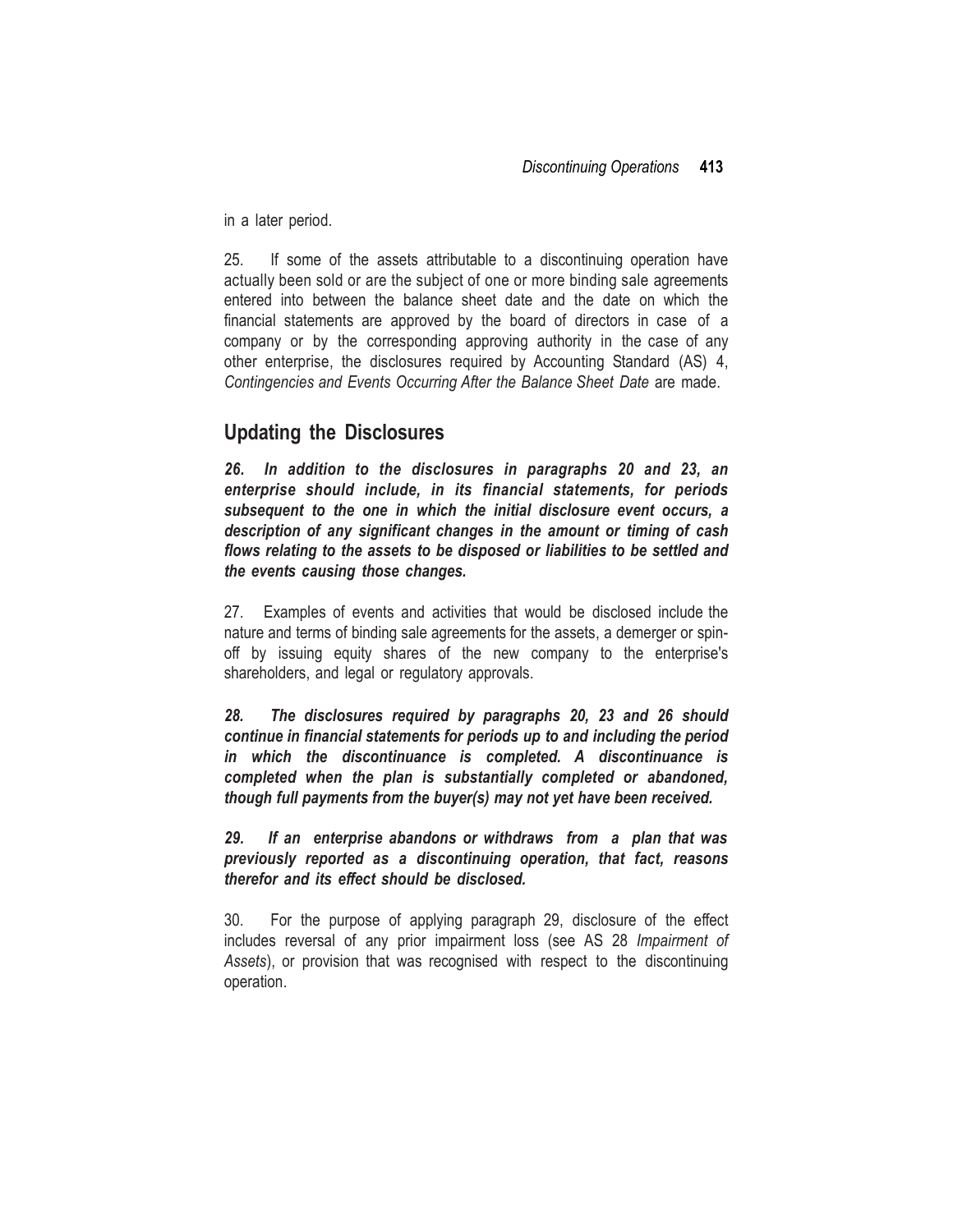in a later period.

25. If some of the assets attributable to a discontinuing operation have actually been sold or are the subject of one or more binding sale agreements entered into between the balance sheet date and the date on which the financial statements are approved by the board of directors in case of a company or by the corresponding approving authority in the case of any other enterprise, the disclosures required by Accounting Standard (AS) 4, *Contingencies and Events Occurring After the Balance Sheet Date* are made.

## Updating the Disclosures

***26. In addition to the disclosures in paragraphs 20 and 23, an enterprise should include, in its financial statements, for periods subsequent to the one in which the initial disclosure event occurs, a description of any significant changes in the amount or timing of cash flows relating to the assets to be disposed or liabilities to be settled and the events causing those changes.***

27. Examples of events and activities that would be disclosed include the nature and terms of binding sale agreements for the assets, a demerger or spin-off by issuing equity shares of the new company to the enterprise's shareholders, and legal or regulatory approvals.

***28. The disclosures required by paragraphs 20, 23 and 26 should continue in financial statements for periods up to and including the period in which the discontinuance is completed. A discontinuance is completed when the plan is substantially completed or abandoned, though full payments from the buyer(s) may not yet have been received.***

***29. If an enterprise abandons or withdraws from a plan that was previously reported as a discontinuing operation, that fact, reasons therefor and its effect should be disclosed.***

30. For the purpose of applying paragraph 29, disclosure of the effect includes reversal of any prior impairment loss (see AS 28 *Impairment of Assets*), or provision that was recognised with respect to the discontinuing operation.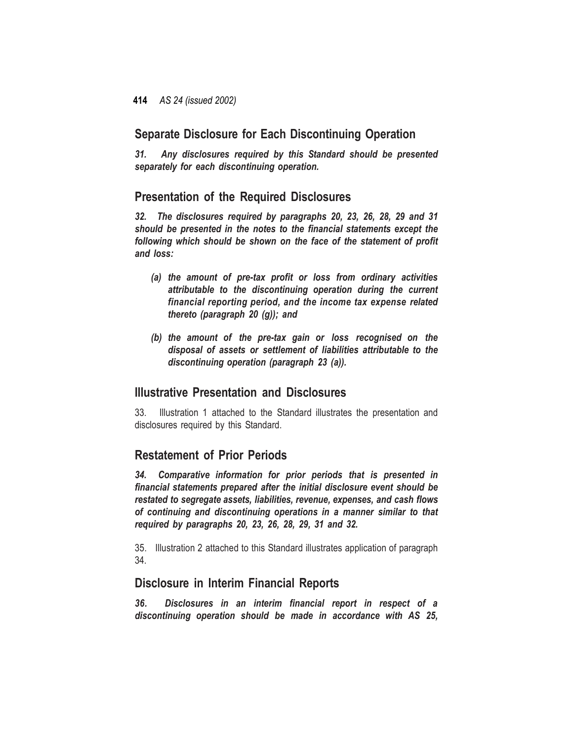## Separate Disclosure for Each Discontinuing Operation

***31. Any disclosures required by this Standard should be presented separately for each discontinuing operation.***

## Presentation of the Required Disclosures

***32. The disclosures required by paragraphs 20, 23, 26, 28, 29 and 31 should be presented in the notes to the financial statements except the following which should be shown on the face of the statement of profit and loss:***

- ***(a) the amount of pre-tax profit or loss from ordinary activities attributable to the discontinuing operation during the current financial reporting period, and the income tax expense related thereto (paragraph 20 (g)); and***

- ***(b) the amount of the pre-tax gain or loss recognised on the disposal of assets or settlement of liabilities attributable to the discontinuing operation (paragraph 23 (a)).***

## Illustrative Presentation and Disclosures

33. Illustration 1 attached to the Standard illustrates the presentation and disclosures required by this Standard.

## Restatement of Prior Periods

***34. Comparative information for prior periods that is presented in financial statements prepared after the initial disclosure event should be restated to segregate assets, liabilities, revenue, expenses, and cash flows of continuing and discontinuing operations in a manner similar to that required by paragraphs 20, 23, 26, 28, 29, 31 and 32.***

35. Illustration 2 attached to this Standard illustrates application of paragraph 34.

## Disclosure in Interim Financial Reports

***36. Disclosures in an interim financial report in respect of a discontinuing operation should be made in accordance with AS 25,***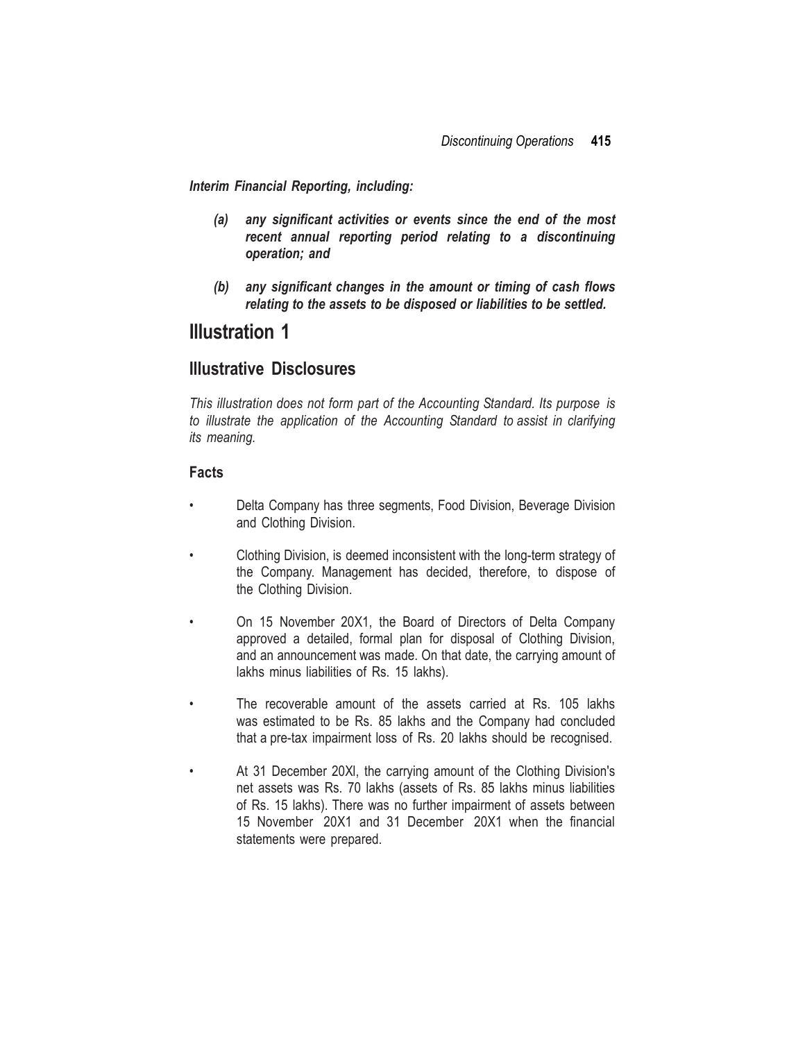***Interim Financial Reporting, including:***

- ***(a) any significant activities or events since the end of the most recent annual reporting period relating to a discontinuing operation; and***

- ***(b) any significant changes in the amount or timing of cash flows relating to the assets to be disposed or liabilities to be settled.***

# Illustration 1

## Illustrative Disclosures

*This illustration does not form part of the Accounting Standard. Its purpose is to illustrate the application of the Accounting Standard to assist in clarifying its meaning.*

### Facts

- Delta Company has three segments, Food Division, Beverage Division and Clothing Division.

- Clothing Division, is deemed inconsistent with the long-term strategy of the Company. Management has decided, therefore, to dispose of the Clothing Division.

- On 15 November 20X1, the Board of Directors of Delta Company approved a detailed, formal plan for disposal of Clothing Division, and an announcement was made. On that date, the carrying amount of lakhs minus liabilities of Rs. 15 lakhs).

- The recoverable amount of the assets carried at Rs. 105 lakhs was estimated to be Rs. 85 lakhs and the Company had concluded that a pre-tax impairment loss of Rs. 20 lakhs should be recognised.

- At 31 December 20Xl, the carrying amount of the Clothing Division's net assets was Rs. 70 lakhs (assets of Rs. 85 lakhs minus liabilities of Rs. 15 lakhs). There was no further impairment of assets between 15 November 20X1 and 31 December 20X1 when the financial statements were prepared.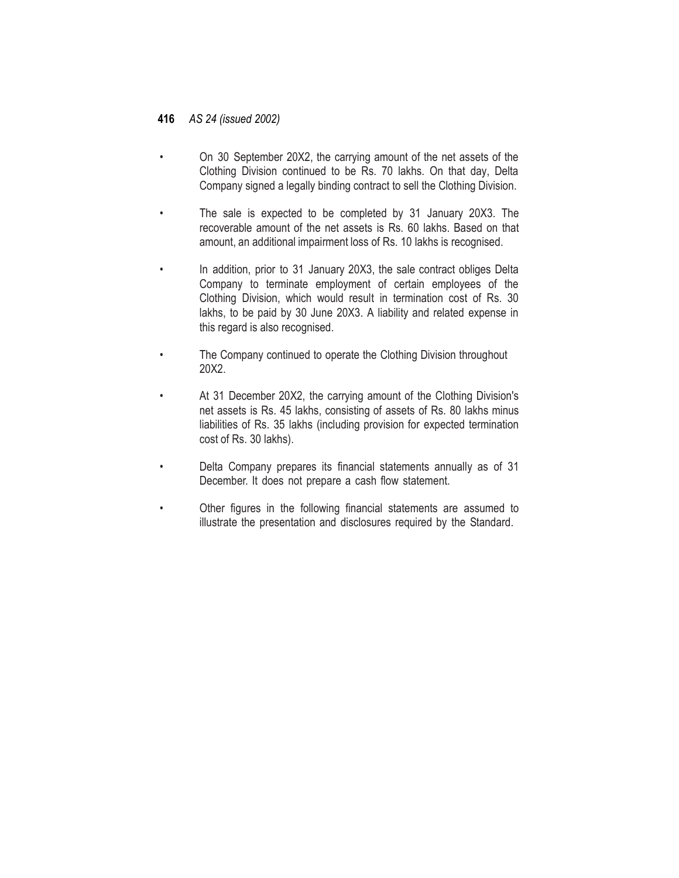- On 30 September 20X2, the carrying amount of the net assets of the Clothing Division continued to be Rs. 70 lakhs. On that day, Delta Company signed a legally binding contract to sell the Clothing Division.

- The sale is expected to be completed by 31 January 20X3. The recoverable amount of the net assets is Rs. 60 lakhs. Based on that amount, an additional impairment loss of Rs. 10 lakhs is recognised.

- In addition, prior to 31 January 20X3, the sale contract obliges Delta Company to terminate employment of certain employees of the Clothing Division, which would result in termination cost of Rs. 30 lakhs, to be paid by 30 June 20X3. A liability and related expense in this regard is also recognised.

- The Company continued to operate the Clothing Division throughout 20X2.

- At 31 December 20X2, the carrying amount of the Clothing Division's net assets is Rs. 45 lakhs, consisting of assets of Rs. 80 lakhs minus liabilities of Rs. 35 lakhs (including provision for expected termination cost of Rs. 30 lakhs).

- Delta Company prepares its financial statements annually as of 31 December. It does not prepare a cash flow statement.

- Other figures in the following financial statements are assumed to illustrate the presentation and disclosures required by the Standard.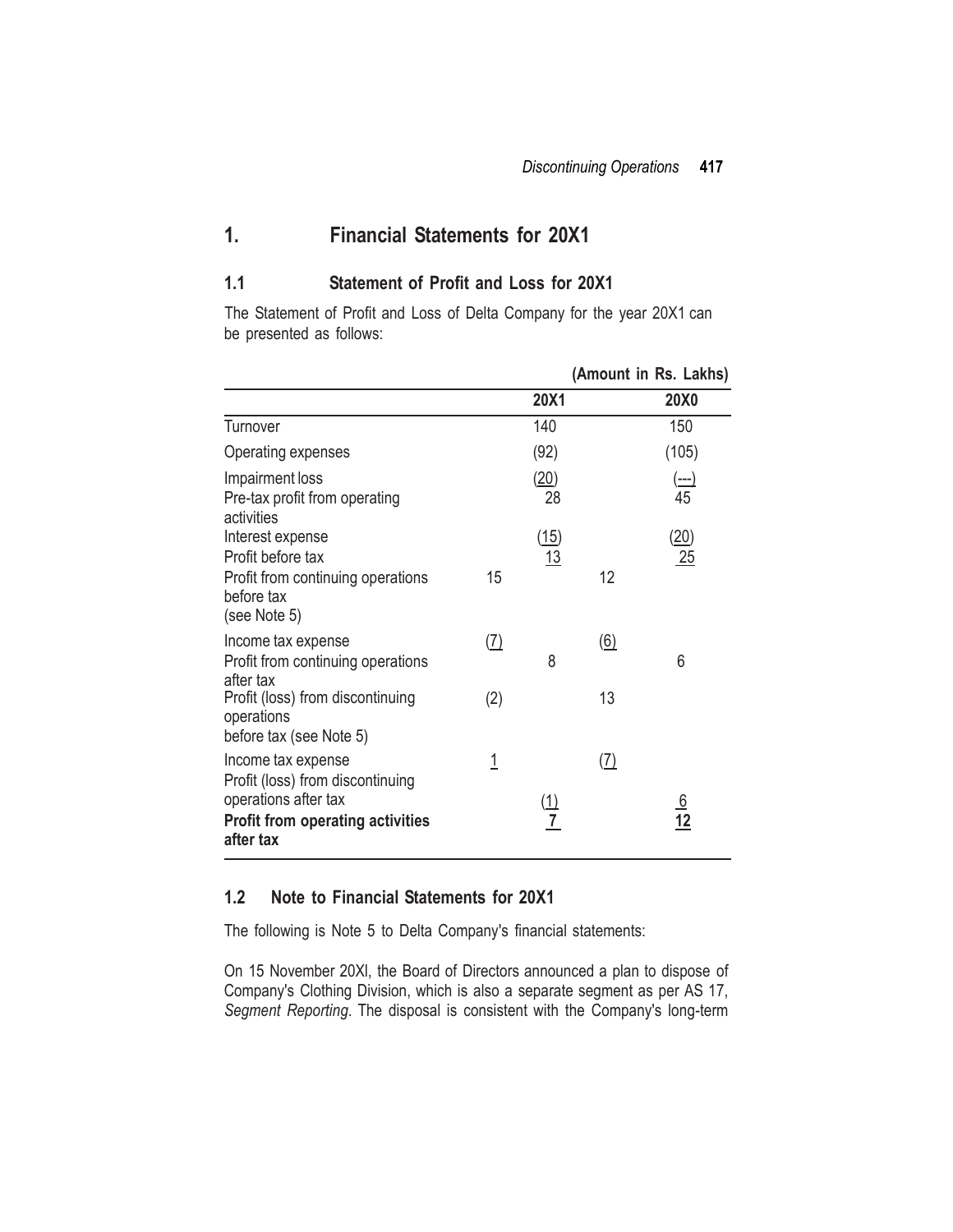# 1. Financial Statements for 20X1

## 1.1 Statement of Profit and Loss for 20X1

The Statement of Profit and Loss of Delta Company for the year 20X1 can be presented as follows:

**(Amount in Rs. Lakhs)**

| | | 20X1 | | 20X0 |
|---|---|---|---|---|
| Turnover | | 140 | | 150 |
| Operating expenses | | (92) | | (105) |
| Impairment loss | | (20) | | (---) |
| Pre-tax profit from operating activities | | 28 | | 45 |
| Interest expense | | (15) | | (20) |
| Profit before tax | | 13 | | 25 |
| Profit from continuing operations before tax (see Note 5) | 15 | | 12 | |
| Income tax expense | (7) | | (6) | |
| Profit from continuing operations after tax | | 8 | | 6 |
| Profit (loss) from discontinuing operations before tax (see Note 5) | (2) | | 13 | |
| Income tax expense | 1 | | (7) | |
| Profit (loss) from discontinuing operations after tax | | (1) | | 6 |
| **Profit from operating activities after tax** | | **7** | | **12** |

## 1.2 Note to Financial Statements for 20X1

The following is Note 5 to Delta Company's financial statements:

On 15 November 20Xl, the Board of Directors announced a plan to dispose of Company's Clothing Division, which is also a separate segment as per AS 17, *Segment Reporting*. The disposal is consistent with the Company's long-term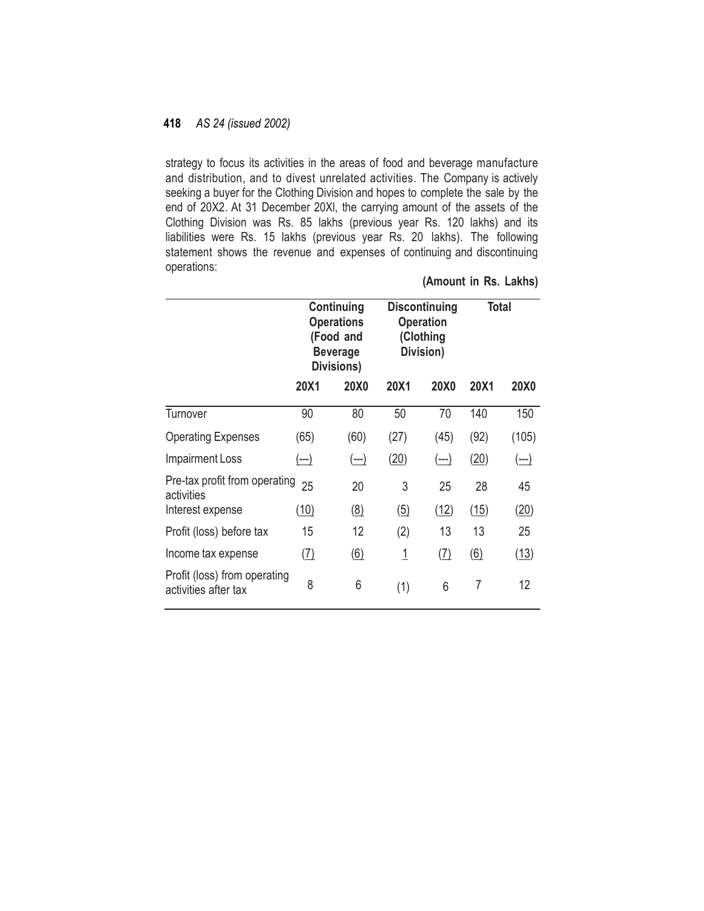strategy to focus its activities in the areas of food and beverage manufacture and distribution, and to divest unrelated activities. The Company is actively seeking a buyer for the Clothing Division and hopes to complete the sale by the end of 20X2. At 31 December 20Xl, the carrying amount of the assets of the Clothing Division was Rs. 85 lakhs (previous year Rs. 120 lakhs) and its liabilities were Rs. 15 lakhs (previous year Rs. 20 lakhs). The following statement shows the revenue and expenses of continuing and discontinuing operations:

**(Amount in Rs. Lakhs)**

| | Continuing Operations (Food and Beverage Divisions) | | Discontinuing Operation (Clothing Division) | | Total | |
|---|---|---|---|---|---|---|
| | **20X1** | **20X0** | **20X1** | **20X0** | **20X1** | **20X0** |
| Turnover | 90 | 80 | 50 | 70 | 140 | 150 |
| Operating Expenses | (65) | (60) | (27) | (45) | (92) | (105) |
| Impairment Loss | (---) | (---) | (20) | (---) | (20) | (---) |
| Pre-tax profit from operating activities | 25 | 20 | 3 | 25 | 28 | 45 |
| Interest expense | (10) | (8) | (5) | (12) | (15) | (20) |
| Profit (loss) before tax | 15 | 12 | (2) | 13 | 13 | 25 |
| Income tax expense | (7) | (6) | 1 | (7) | (6) | (13) |
| Profit (loss) from operating activities after tax | 8 | 6 | (1) | 6 | 7 | 12 |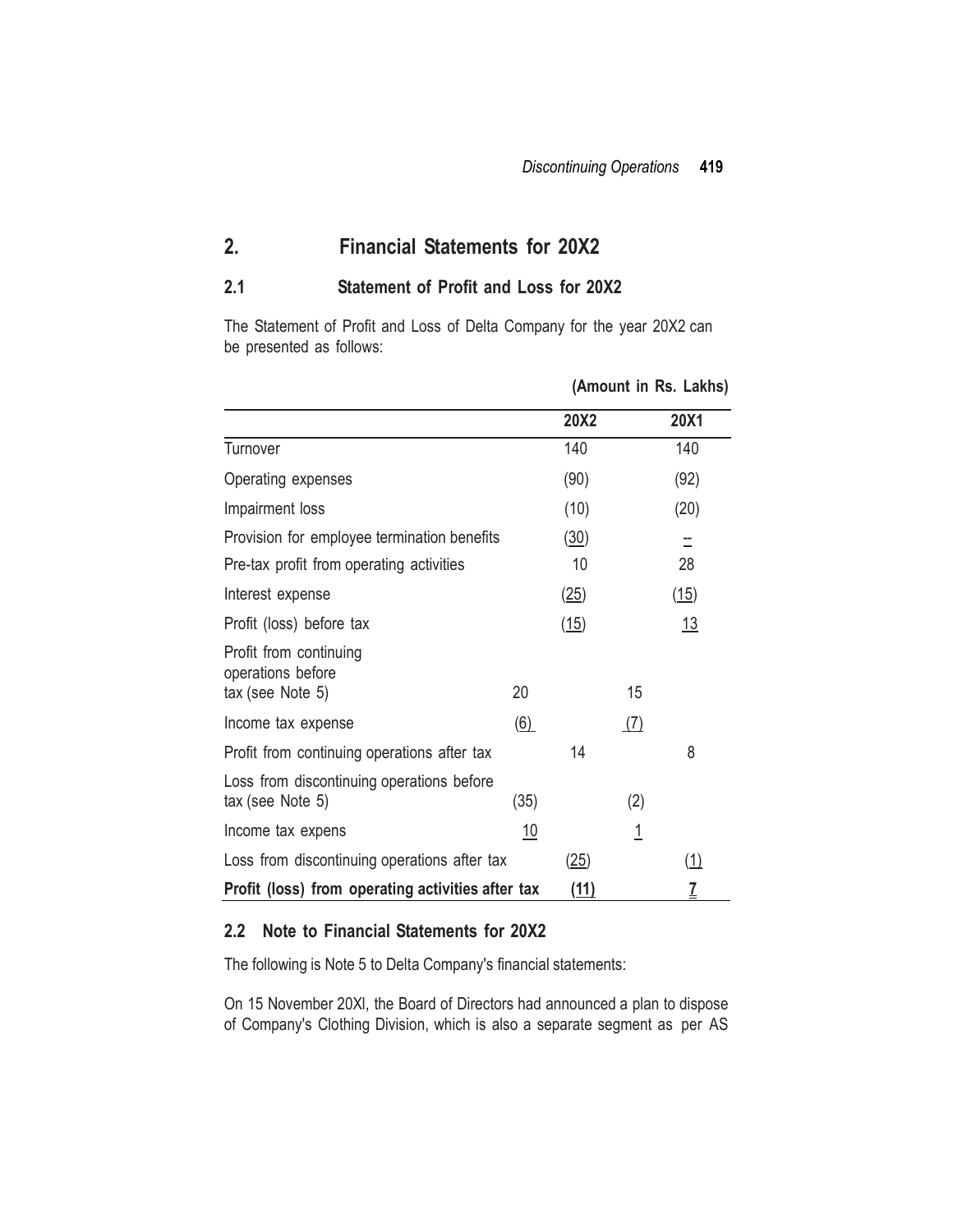## 2. Financial Statements for 20X2

### 2.1 Statement of Profit and Loss for 20X2

The Statement of Profit and Loss of Delta Company for the year 20X2 can be presented as follows:

**(Amount in Rs. Lakhs)**

| | | 20X2 | | 20X1 |
|---|---|---|---|---|
| Turnover | | 140 | | 140 |
| Operating expenses | | (90) | | (92) |
| Impairment loss | | (10) | | (20) |
| Provision for employee termination benefits | | (30) | | – |
| Pre-tax profit from operating activities | | 10 | | 28 |
| Interest expense | | (25) | | (15) |
| Profit (loss) before tax | | (15) | | 13 |
| Profit from continuing operations before tax (see Note 5) | 20 | | 15 | |
| Income tax expense | (6) | | (7) | |
| Profit from continuing operations after tax | | 14 | | 8 |
| Loss from discontinuing operations before tax (see Note 5) | (35) | | (2) | |
| Income tax expens | 10 | | 1 | |
| Loss from discontinuing operations after tax | | (25) | | (1) |
| **Profit (loss) from operating activities after tax** | | **(11)** | | **7** |

### 2.2 Note to Financial Statements for 20X2

The following is Note 5 to Delta Company's financial statements:

On 15 November 20Xl, the Board of Directors had announced a plan to dispose of Company's Clothing Division, which is also a separate segment as per AS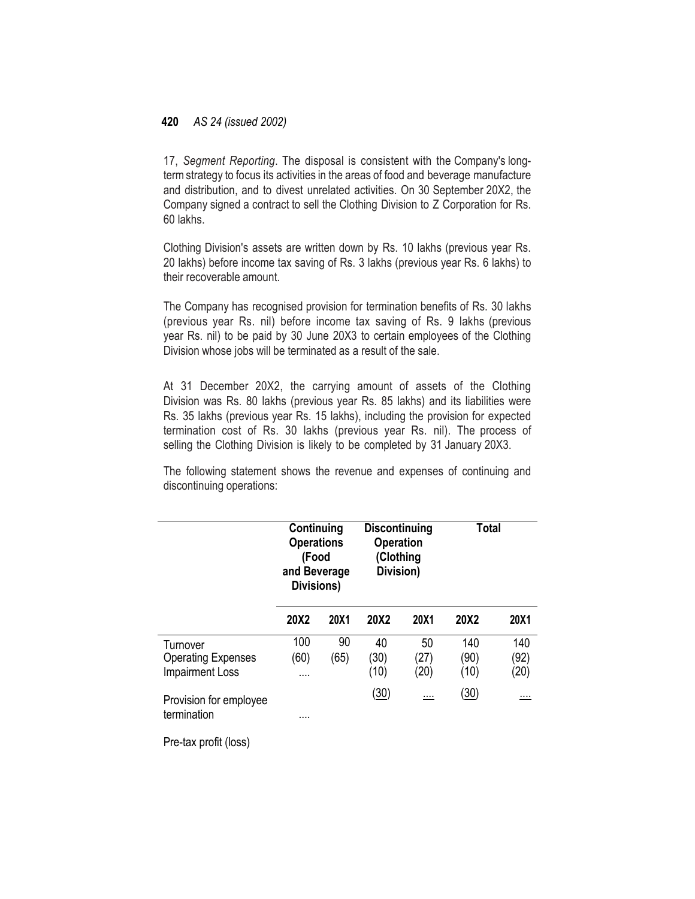17, *Segment Reporting*. The disposal is consistent with the Company's long-term strategy to focus its activities in the areas of food and beverage manufacture and distribution, and to divest unrelated activities. On 30 September 20X2, the Company signed a contract to sell the Clothing Division to Z Corporation for Rs. 60 lakhs.

Clothing Division's assets are written down by Rs. 10 lakhs (previous year Rs. 20 lakhs) before income tax saving of Rs. 3 lakhs (previous year Rs. 6 lakhs) to their recoverable amount.

The Company has recognised provision for termination benefits of Rs. 30 lakhs (previous year Rs. nil) before income tax saving of Rs. 9 lakhs (previous year Rs. nil) to be paid by 30 June 20X3 to certain employees of the Clothing Division whose jobs will be terminated as a result of the sale.

At 31 December 20X2, the carrying amount of assets of the Clothing Division was Rs. 80 lakhs (previous year Rs. 85 lakhs) and its liabilities were Rs. 35 lakhs (previous year Rs. 15 lakhs), including the provision for expected termination cost of Rs. 30 lakhs (previous year Rs. nil). The process of selling the Clothing Division is likely to be completed by 31 January 20X3.

The following statement shows the revenue and expenses of continuing and discontinuing operations:

| | Continuing Operations (Food and Beverage Divisions) | | Discontinuing Operation (Clothing Division) | | Total | |
|---|---|---|---|---|---|---|
| | **20X2** | **20X1** | **20X2** | **20X1** | **20X2** | **20X1** |
| Turnover | 100 | 90 | 40 | 50 | 140 | 140 |
| Operating Expenses | (60) | (65) | (30) | (27) | (90) | (92) |
| Impairment Loss | .... | | (10) | (20) | (10) | (20) |
| Provision for employee termination | .... | | (30) | .... | (30) | .... |
| Pre-tax profit (loss) | | | | | | |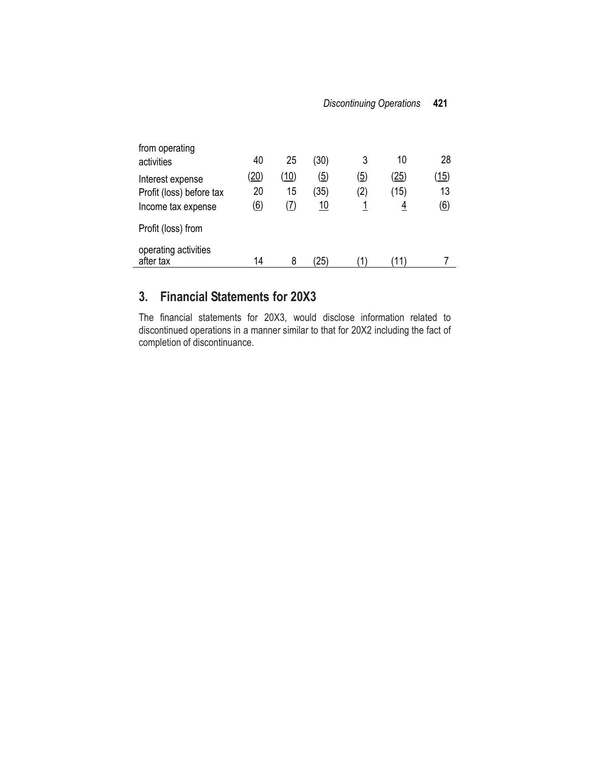| | | | | | | |
|---|---|---|---|---|---|---|
| from operating activities | 40 | 25 | (30) | 3 | 10 | 28 |
| Interest expense | (20) | (10) | (5) | (5) | (25) | (15) |
| Profit (loss) before tax | 20 | 15 | (35) | (2) | (15) | 13 |
| Income tax expense | (6) | (7) | 10 | 1 | 4 | (6) |
| Profit (loss) from operating activities after tax | 14 | 8 | (25) | (1) | (11) | 7 |

## 3. Financial Statements for 20X3

The financial statements for 20X3, would disclose information related to discontinued operations in a manner similar to that for 20X2 including the fact of completion of discontinuance.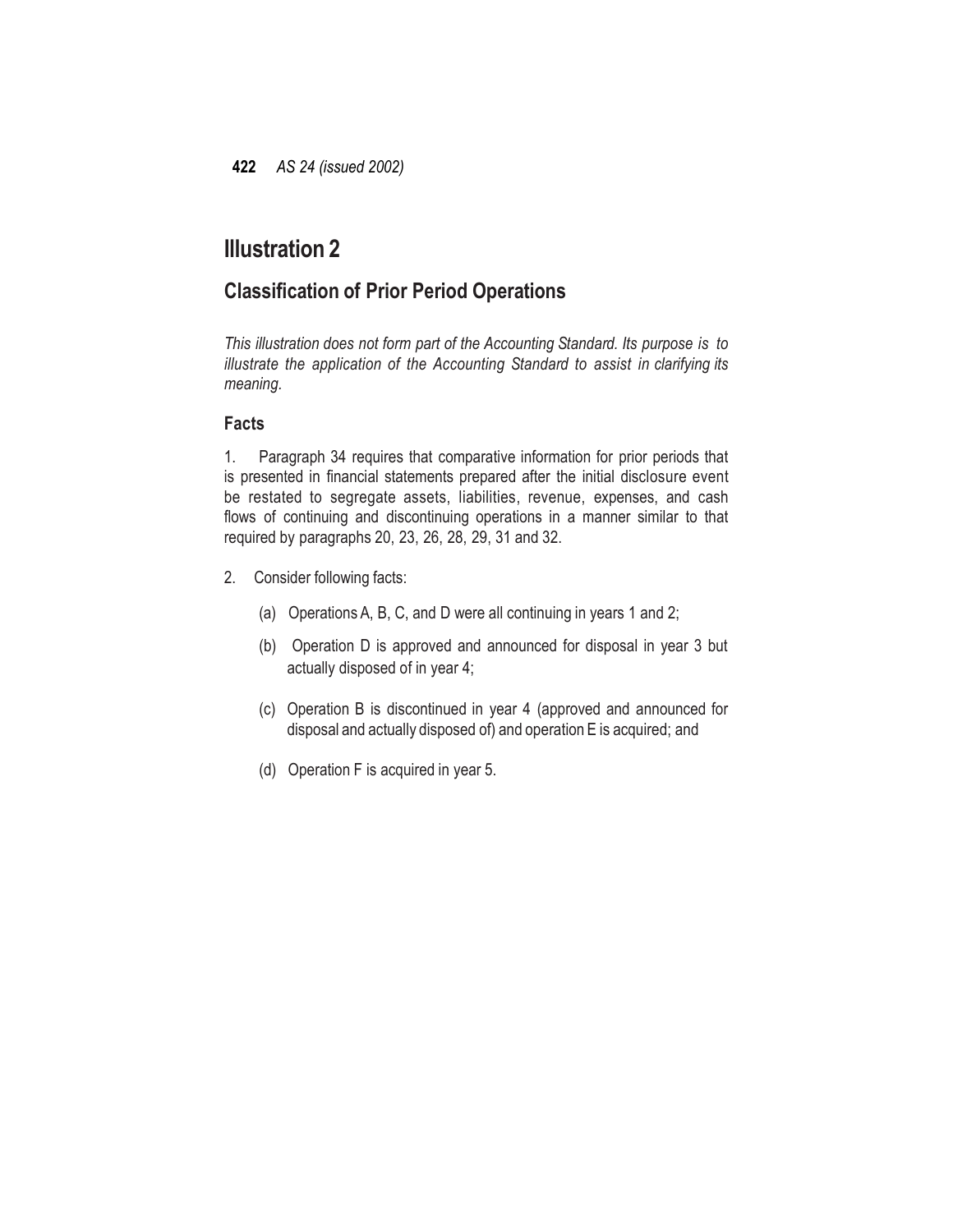# Illustration 2

## Classification of Prior Period Operations

*This illustration does not form part of the Accounting Standard. Its purpose is to illustrate the application of the Accounting Standard to assist in clarifying its meaning.*

### Facts

1. Paragraph 34 requires that comparative information for prior periods that is presented in financial statements prepared after the initial disclosure event be restated to segregate assets, liabilities, revenue, expenses, and cash flows of continuing and discontinuing operations in a manner similar to that required by paragraphs 20, 23, 26, 28, 29, 31 and 32.

2. Consider following facts:

   (a) Operations A, B, C, and D were all continuing in years 1 and 2;

   (b) Operation D is approved and announced for disposal in year 3 but actually disposed of in year 4;

   (c) Operation B is discontinued in year 4 (approved and announced for disposal and actually disposed of) and operation E is acquired; and

   (d) Operation F is acquired in year 5.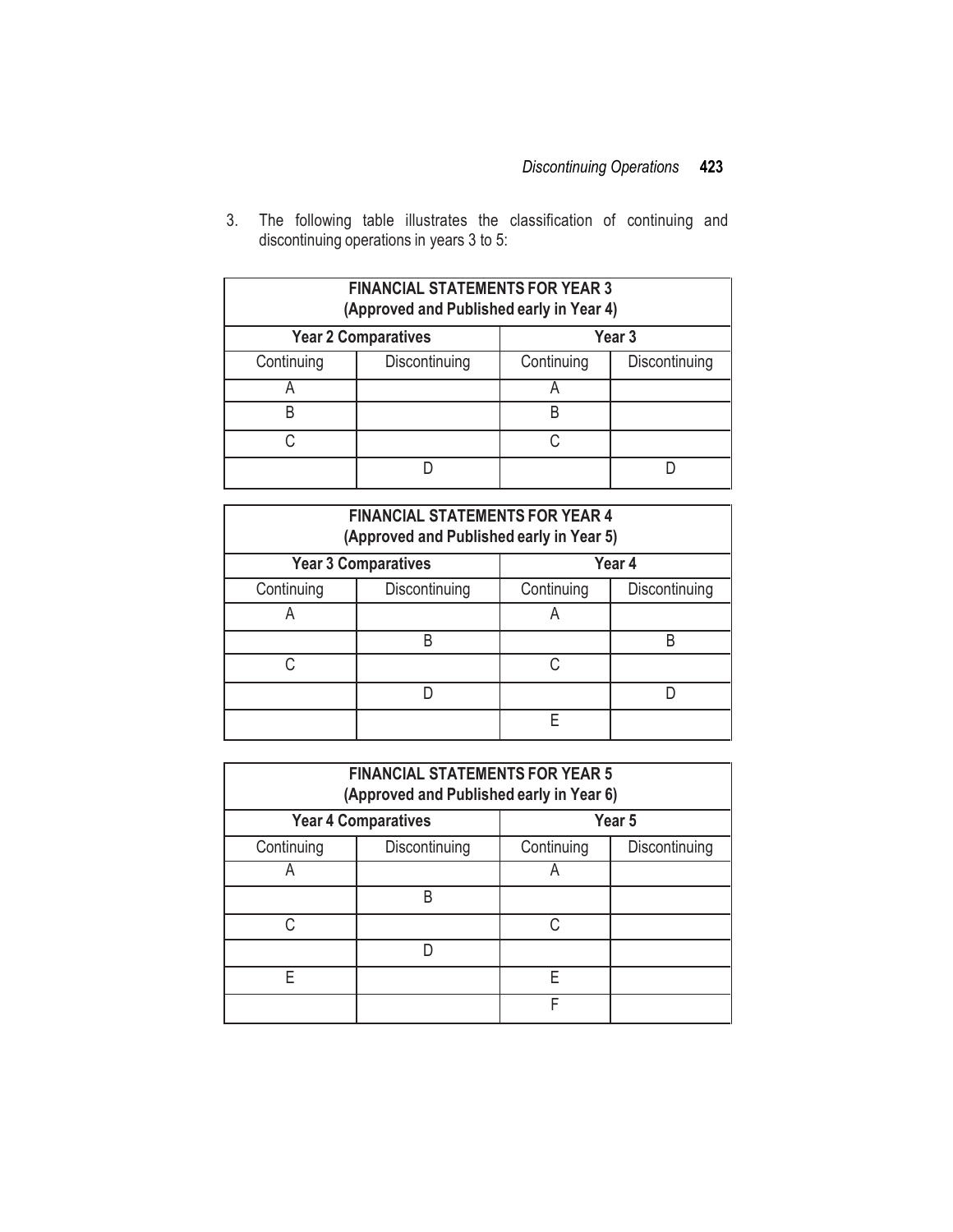3. The following table illustrates the classification of continuing and discontinuing operations in years 3 to 5:

| FINANCIAL STATEMENTS FOR YEAR 3 (Approved and Published early in Year 4) | | | |
|---|---|---|---|
| **Year 2 Comparatives** | | **Year 3** | |
| Continuing | Discontinuing | Continuing | Discontinuing |
| A | | A | |
| B | | B | |
| C | | C | |
| | D | | D |

| FINANCIAL STATEMENTS FOR YEAR 4 (Approved and Published early in Year 5) | | | |
|---|---|---|---|
| **Year 3 Comparatives** | | **Year 4** | |
| Continuing | Discontinuing | Continuing | Discontinuing |
| A | | A | |
| | B | | B |
| C | | C | |
| | D | | D |
| | | E | |

| FINANCIAL STATEMENTS FOR YEAR 5 (Approved and Published early in Year 6) | | | |
|---|---|---|---|
| **Year 4 Comparatives** | | **Year 5** | |
| Continuing | Discontinuing | Continuing | Discontinuing |
| A | | A | |
| | B | | |
| C | | C | |
| | D | | |
| E | | E | |
| | | F | |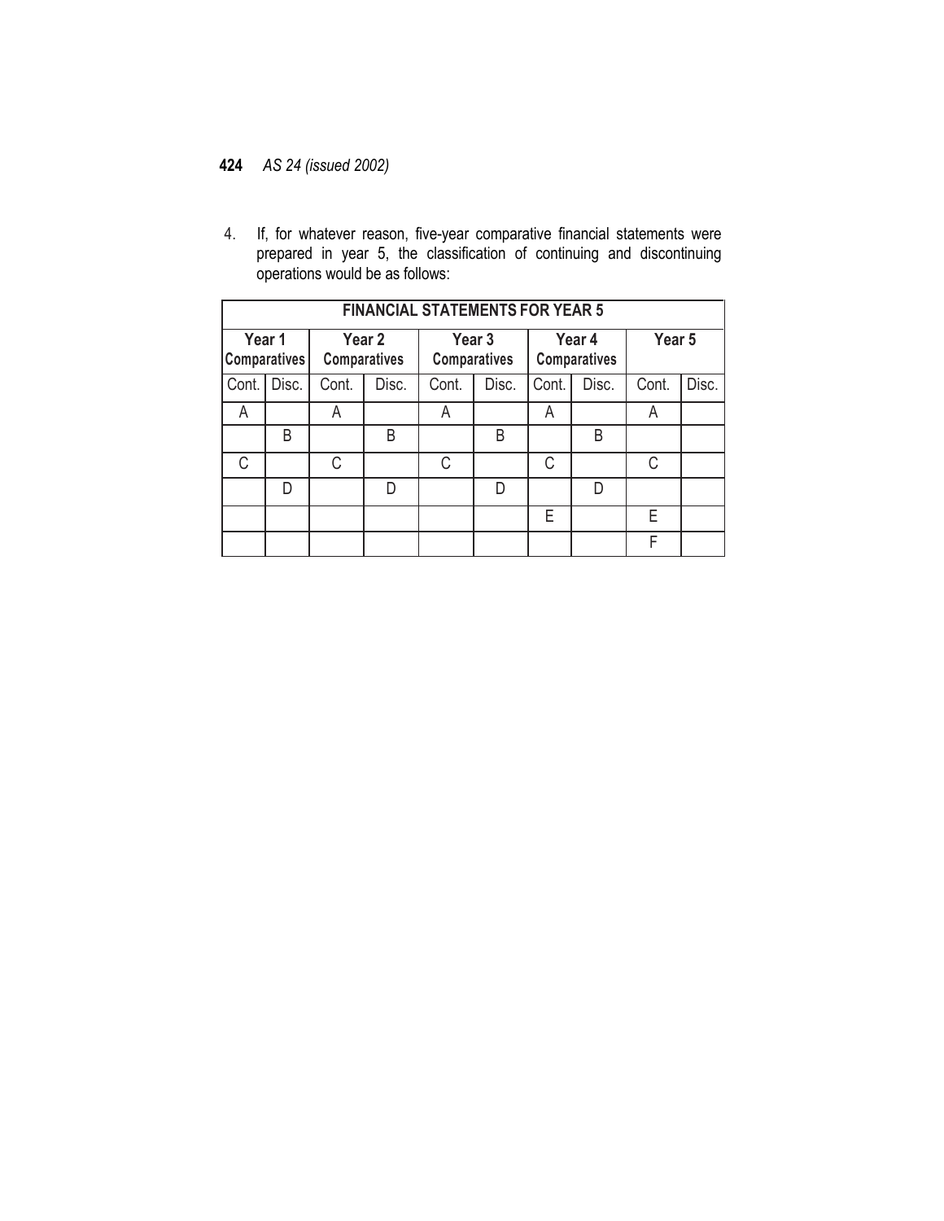4. If, for whatever reason, five-year comparative financial statements were prepared in year 5, the classification of continuing and discontinuing operations would be as follows:

| FINANCIAL STATEMENTS FOR YEAR 5 | | | | | | | | | |
|---|---|---|---|---|---|---|---|---|---|
| Year 1 Comparatives | | Year 2 Comparatives | | Year 3 Comparatives | | Year 4 Comparatives | | Year 5 | |
| Cont. | Disc. | Cont. | Disc. | Cont. | Disc. | Cont. | Disc. | Cont. | Disc. |
| A | | A | | A | | A | | A | |
| | B | | B | | B | | B | | |
| C | | C | | C | | C | | C | |
| | D | | D | | D | | D | | |
| | | | | | | E | | E | |
| | | | | | | | | F | |